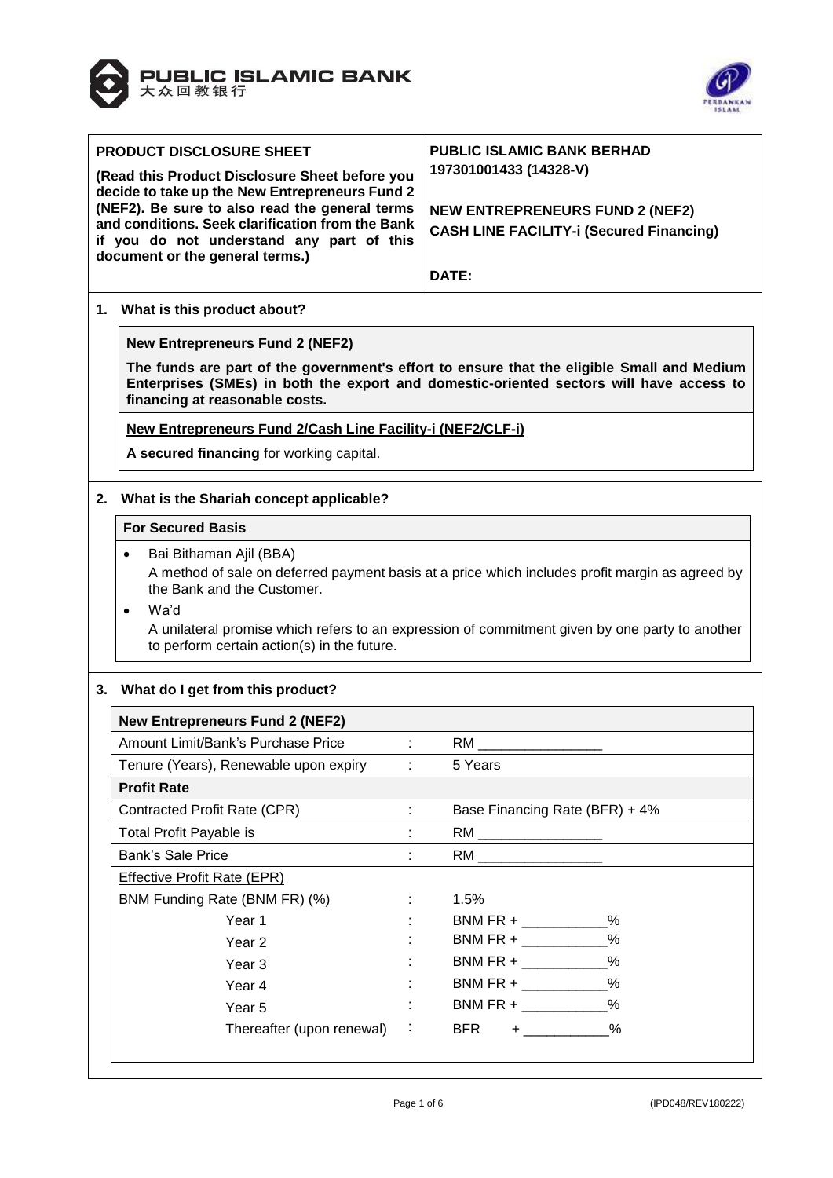PUBLIC ISLAMIC BANK
大众回教银行

| PRODUCT DISCLOSURE SHEET | PUBLIC ISLAMIC BANK BERHAD 197301001433 (14328-V) |
|---|---|
| **(Read this Product Disclosure Sheet before you decide to take up the New Entrepreneurs Fund 2 (NEF2). Be sure to also read the general terms and conditions. Seek clarification from the Bank if you do not understand any part of this document or the general terms.)** | **NEW ENTREPRENEURS FUND 2 (NEF2)** **CASH LINE FACILITY-i (Secured Financing)** **DATE:** |

## 1. What is this product about?

**New Entrepreneurs Fund 2 (NEF2)**

**The funds are part of the government's effort to ensure that the eligible Small and Medium Enterprises (SMEs) in both the export and domestic-oriented sectors will have access to financing at reasonable costs.**

**New Entrepreneurs Fund 2/Cash Line Facility-i (NEF2/CLF-i)**

**A secured financing** for working capital.

## 2. What is the Shariah concept applicable?

**For Secured Basis**

- Bai Bithaman Ajil (BBA)
  A method of sale on deferred payment basis at a price which includes profit margin as agreed by the Bank and the Customer.
- Wa'd
  A unilateral promise which refers to an expression of commitment given by one party to another to perform certain action(s) in the future.

## 3. What do I get from this product?

| **New Entrepreneurs Fund 2 (NEF2)** | | |
|---|---|---|
| Amount Limit/Bank's Purchase Price | : | RM ________________ |
| Tenure (Years), Renewable upon expiry | : | 5 Years |
| **Profit Rate** | | |
| Contracted Profit Rate (CPR) | : | Base Financing Rate (BFR) + 4% |
| Total Profit Payable is | : | RM ________________ |
| Bank's Sale Price | : | RM ________________ |
| Effective Profit Rate (EPR) | | |
| BNM Funding Rate (BNM FR) (%) | : | 1.5% |
| Year 1 | : | BNM FR + ___________% |
| Year 2 | : | BNM FR + ___________% |
| Year 3 | : | BNM FR + ___________% |
| Year 4 | : | BNM FR + ___________% |
| Year 5 | : | BNM FR + ___________% |
| Thereafter (upon renewal) | : | BFR + ___________% |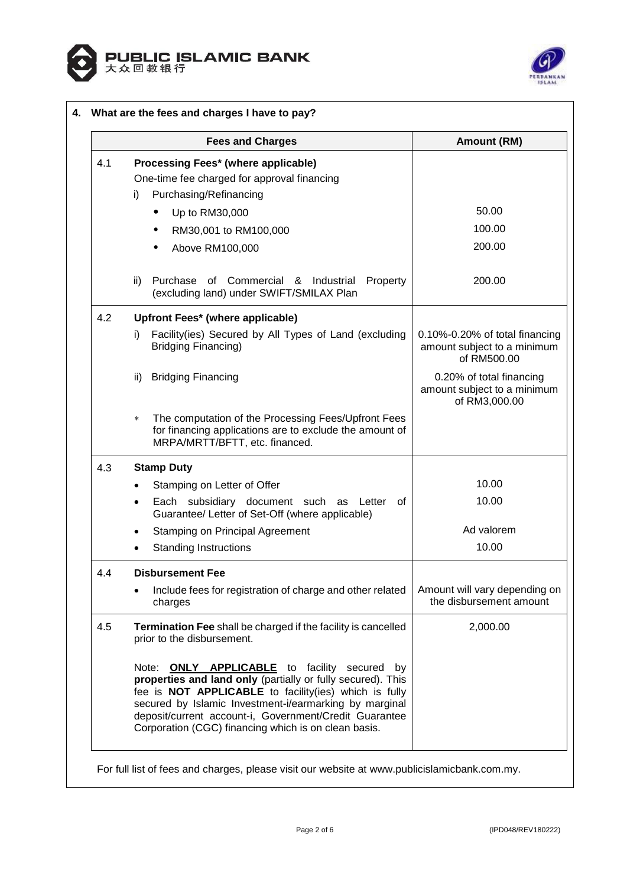## 4. What are the fees and charges I have to pay?

| | Fees and Charges | Amount (RM) |
|---|---|---|
| 4.1 | **Processing Fees* (where applicable)**<br>One-time fee charged for approval financing<br>i) Purchasing/Refinancing | |
| | • Up to RM30,000 | 50.00 |
| | • RM30,001 to RM100,000 | 100.00 |
| | • Above RM100,000 | 200.00 |
| | ii) Purchase of Commercial & Industrial Property (excluding land) under SWIFT/SMILAX Plan | 200.00 |
| 4.2 | **Upfront Fees* (where applicable)** | |
| | i) Facility(ies) Secured by All Types of Land (excluding Bridging Financing) | 0.10%-0.20% of total financing amount subject to a minimum of RM500.00 |
| | ii) Bridging Financing | 0.20% of total financing amount subject to a minimum of RM3,000.00 |
| | * The computation of the Processing Fees/Upfront Fees for financing applications are to exclude the amount of MRPA/MRTT/BFTT, etc. financed. | |
| 4.3 | **Stamp Duty** | |
| | • Stamping on Letter of Offer | 10.00 |
| | • Each subsidiary document such as Letter of Guarantee/ Letter of Set-Off (where applicable) | 10.00 |
| | • Stamping on Principal Agreement | Ad valorem |
| | • Standing Instructions | 10.00 |
| 4.4 | **Disbursement Fee** | |
| | • Include fees for registration of charge and other related charges | Amount will vary depending on the disbursement amount |
| 4.5 | **Termination Fee** shall be charged if the facility is cancelled prior to the disbursement.<br><br>Note: **ONLY APPLICABLE** to facility secured by **properties and land only** (partially or fully secured). This fee is **NOT APPLICABLE** to facility(ies) which is fully secured by Islamic Investment-i/earmarking by marginal deposit/current account-i, Government/Credit Guarantee Corporation (CGC) financing which is on clean basis. | 2,000.00 |

For full list of fees and charges, please visit our website at www.publicislamicbank.com.my.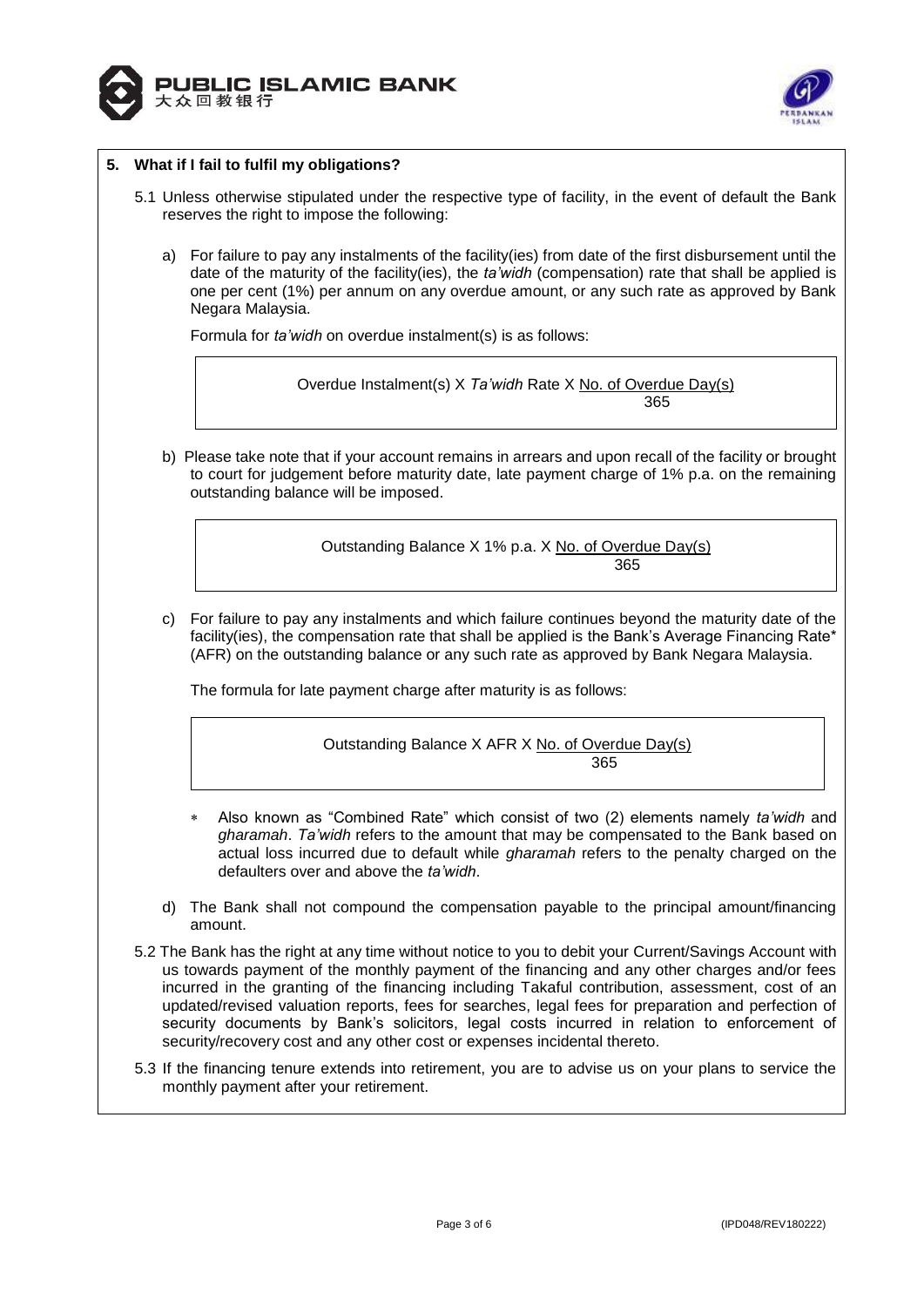## 5. What if I fail to fulfil my obligations?

5.1 Unless otherwise stipulated under the respective type of facility, in the event of default the Bank reserves the right to impose the following:

a) For failure to pay any instalments of the facility(ies) from date of the first disbursement until the date of the maturity of the facility(ies), the *ta'widh* (compensation) rate that shall be applied is one per cent (1%) per annum on any overdue amount, or any such rate as approved by Bank Negara Malaysia.

Formula for *ta'widh* on overdue instalment(s) is as follows:

$$\text{Overdue Instalment(s)} \times \textit{Ta'widh} \text{ Rate} \times \frac{\text{No. of Overdue Day(s)}}{365}$$

b) Please take note that if your account remains in arrears and upon recall of the facility or brought to court for judgement before maturity date, late payment charge of 1% p.a. on the remaining outstanding balance will be imposed.

$$\text{Outstanding Balance} \times 1\% \text{ p.a.} \times \frac{\text{No. of Overdue Day(s)}}{365}$$

c) For failure to pay any instalments and which failure continues beyond the maturity date of the facility(ies), the compensation rate that shall be applied is the Bank's Average Financing Rate* (AFR) on the outstanding balance or any such rate as approved by Bank Negara Malaysia.

The formula for late payment charge after maturity is as follows:

$$\text{Outstanding Balance} \times \text{AFR} \times \frac{\text{No. of Overdue Day(s)}}{365}$$

* Also known as "Combined Rate" which consist of two (2) elements namely *ta'widh* and *gharamah*. *Ta'widh* refers to the amount that may be compensated to the Bank based on actual loss incurred due to default while *gharamah* refers to the penalty charged on the defaulters over and above the *ta'widh*.

d) The Bank shall not compound the compensation payable to the principal amount/financing amount.

5.2 The Bank has the right at any time without notice to you to debit your Current/Savings Account with us towards payment of the monthly payment of the financing and any other charges and/or fees incurred in the granting of the financing including Takaful contribution, assessment, cost of an updated/revised valuation reports, fees for searches, legal fees for preparation and perfection of security documents by Bank's solicitors, legal costs incurred in relation to enforcement of security/recovery cost and any other cost or expenses incidental thereto.

5.3 If the financing tenure extends into retirement, you are to advise us on your plans to service the monthly payment after your retirement.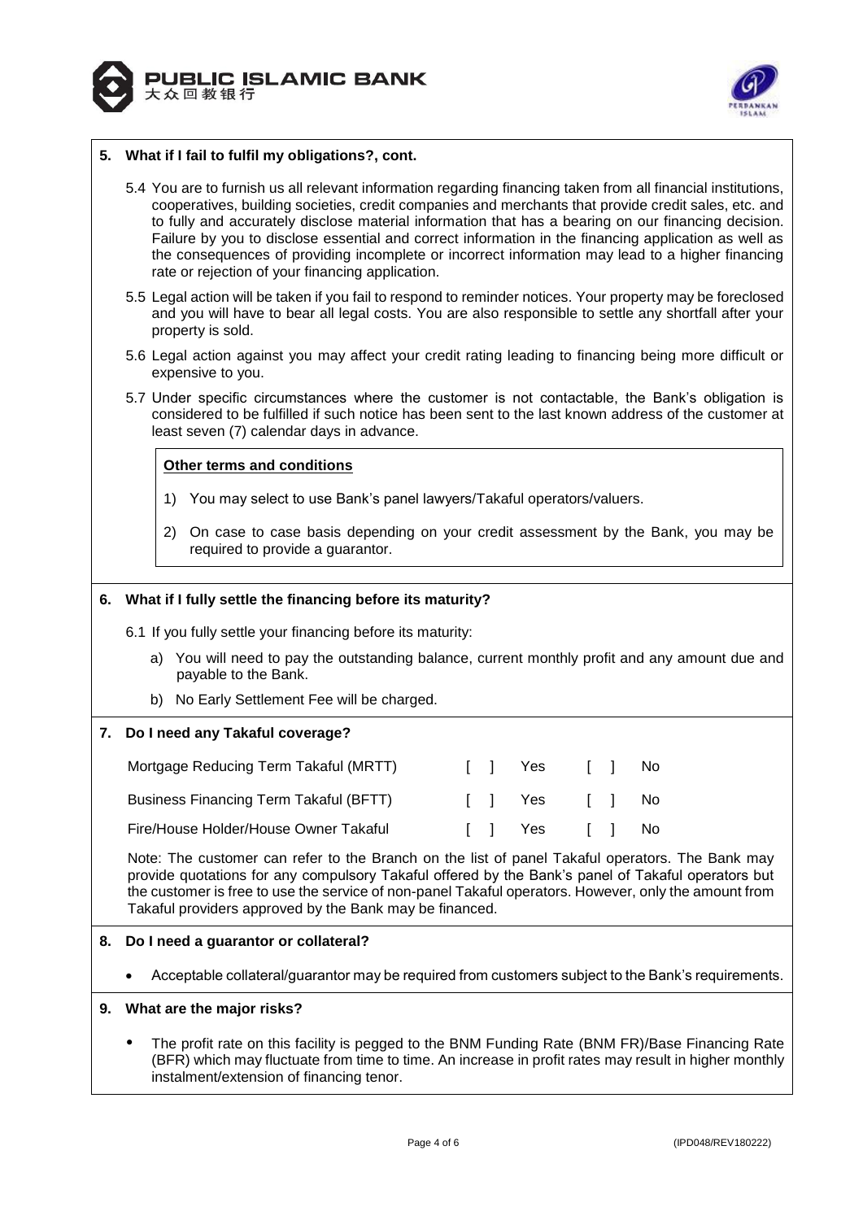## 5. What if I fail to fulfil my obligations?, cont.

5.4 You are to furnish us all relevant information regarding financing taken from all financial institutions, cooperatives, building societies, credit companies and merchants that provide credit sales, etc. and to fully and accurately disclose material information that has a bearing on our financing decision. Failure by you to disclose essential and correct information in the financing application as well as the consequences of providing incomplete or incorrect information may lead to a higher financing rate or rejection of your financing application.

5.5 Legal action will be taken if you fail to respond to reminder notices. Your property may be foreclosed and you will have to bear all legal costs. You are also responsible to settle any shortfall after your property is sold.

5.6 Legal action against you may affect your credit rating leading to financing being more difficult or expensive to you.

5.7 Under specific circumstances where the customer is not contactable, the Bank's obligation is considered to be fulfilled if such notice has been sent to the last known address of the customer at least seven (7) calendar days in advance.

**Other terms and conditions**

1) You may select to use Bank's panel lawyers/Takaful operators/valuers.

2) On case to case basis depending on your credit assessment by the Bank, you may be required to provide a guarantor.

## 6. What if I fully settle the financing before its maturity?

6.1 If you fully settle your financing before its maturity:

a) You will need to pay the outstanding balance, current monthly profit and any amount due and payable to the Bank.

b) No Early Settlement Fee will be charged.

## 7. Do I need any Takaful coverage?

| | | |
|---|---|---|
| Mortgage Reducing Term Takaful (MRTT) | [ ] Yes | [ ] No |
| Business Financing Term Takaful (BFTT) | [ ] Yes | [ ] No |
| Fire/House Holder/House Owner Takaful | [ ] Yes | [ ] No |

Note: The customer can refer to the Branch on the list of panel Takaful operators. The Bank may provide quotations for any compulsory Takaful offered by the Bank's panel of Takaful operators but the customer is free to use the service of non-panel Takaful operators. However, only the amount from Takaful providers approved by the Bank may be financed.

## 8. Do I need a guarantor or collateral?

- Acceptable collateral/guarantor may be required from customers subject to the Bank's requirements.

## 9. What are the major risks?

- The profit rate on this facility is pegged to the BNM Funding Rate (BNM FR)/Base Financing Rate (BFR) which may fluctuate from time to time. An increase in profit rates may result in higher monthly instalment/extension of financing tenor.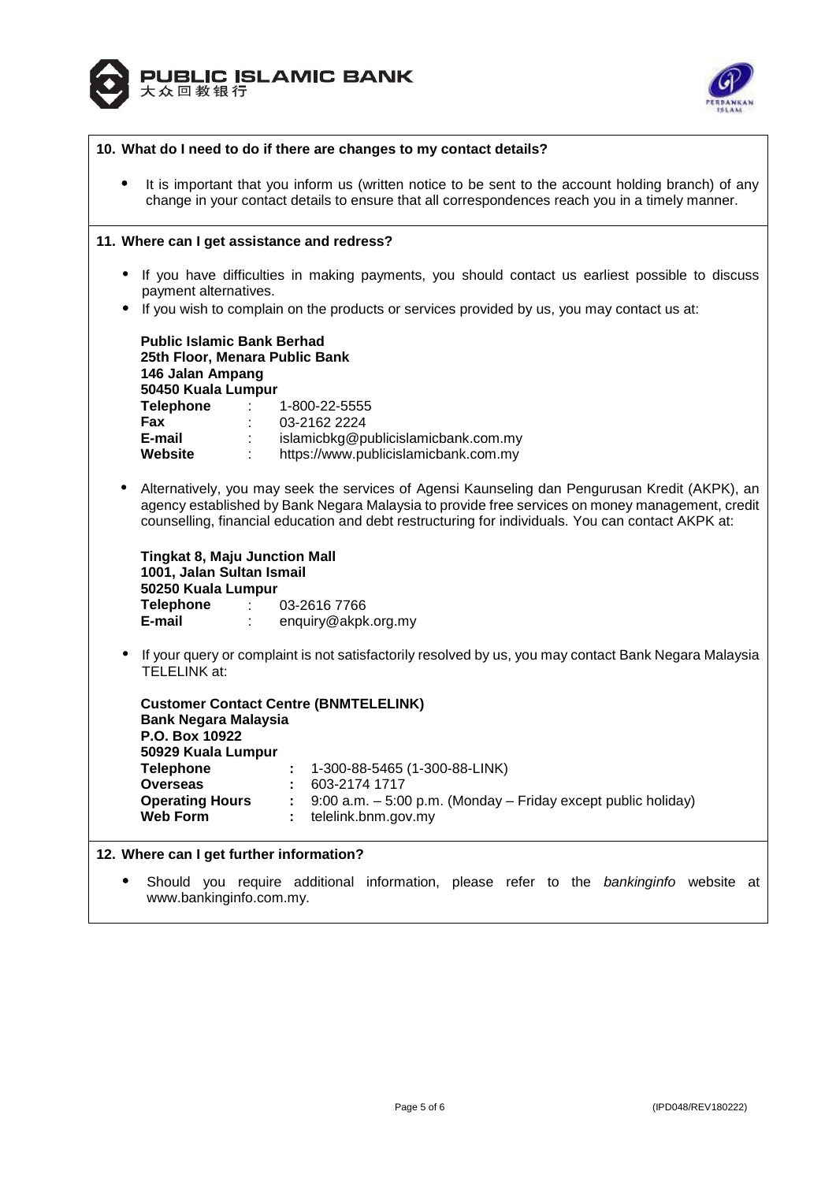**10. What do I need to do if there are changes to my contact details?**

- It is important that you inform us (written notice to be sent to the account holding branch) of any change in your contact details to ensure that all correspondences reach you in a timely manner.

**11. Where can I get assistance and redress?**

- If you have difficulties in making payments, you should contact us earliest possible to discuss payment alternatives.
- If you wish to complain on the products or services provided by us, you may contact us at:

  **Public Islamic Bank Berhad**
  **25th Floor, Menara Public Bank**
  **146 Jalan Ampang**
  **50450 Kuala Lumpur**
  **Telephone** : 1-800-22-5555
  **Fax** : 03-2162 2224
  **E-mail** : islamicbkg@publicislamicbank.com.my
  **Website** : https://www.publicislamicbank.com.my

- Alternatively, you may seek the services of Agensi Kaunseling dan Pengurusan Kredit (AKPK), an agency established by Bank Negara Malaysia to provide free services on money management, credit counselling, financial education and debt restructuring for individuals. You can contact AKPK at:

  **Tingkat 8, Maju Junction Mall**
  **1001, Jalan Sultan Ismail**
  **50250 Kuala Lumpur**
  **Telephone** : 03-2616 7766
  **E-mail** : enquiry@akpk.org.my

- If your query or complaint is not satisfactorily resolved by us, you may contact Bank Negara Malaysia TELELINK at:

  **Customer Contact Centre (BNMTELELINK)**
  **Bank Negara Malaysia**
  **P.O. Box 10922**
  **50929 Kuala Lumpur**
  **Telephone** : 1-300-88-5465 (1-300-88-LINK)
  **Overseas** : 603-2174 1717
  **Operating Hours** : 9:00 a.m. – 5:00 p.m. (Monday – Friday except public holiday)
  **Web Form** : telelink.bnm.gov.my

**12. Where can I get further information?**

- Should you require additional information, please refer to the *bankinginfo* website at www.bankinginfo.com.my.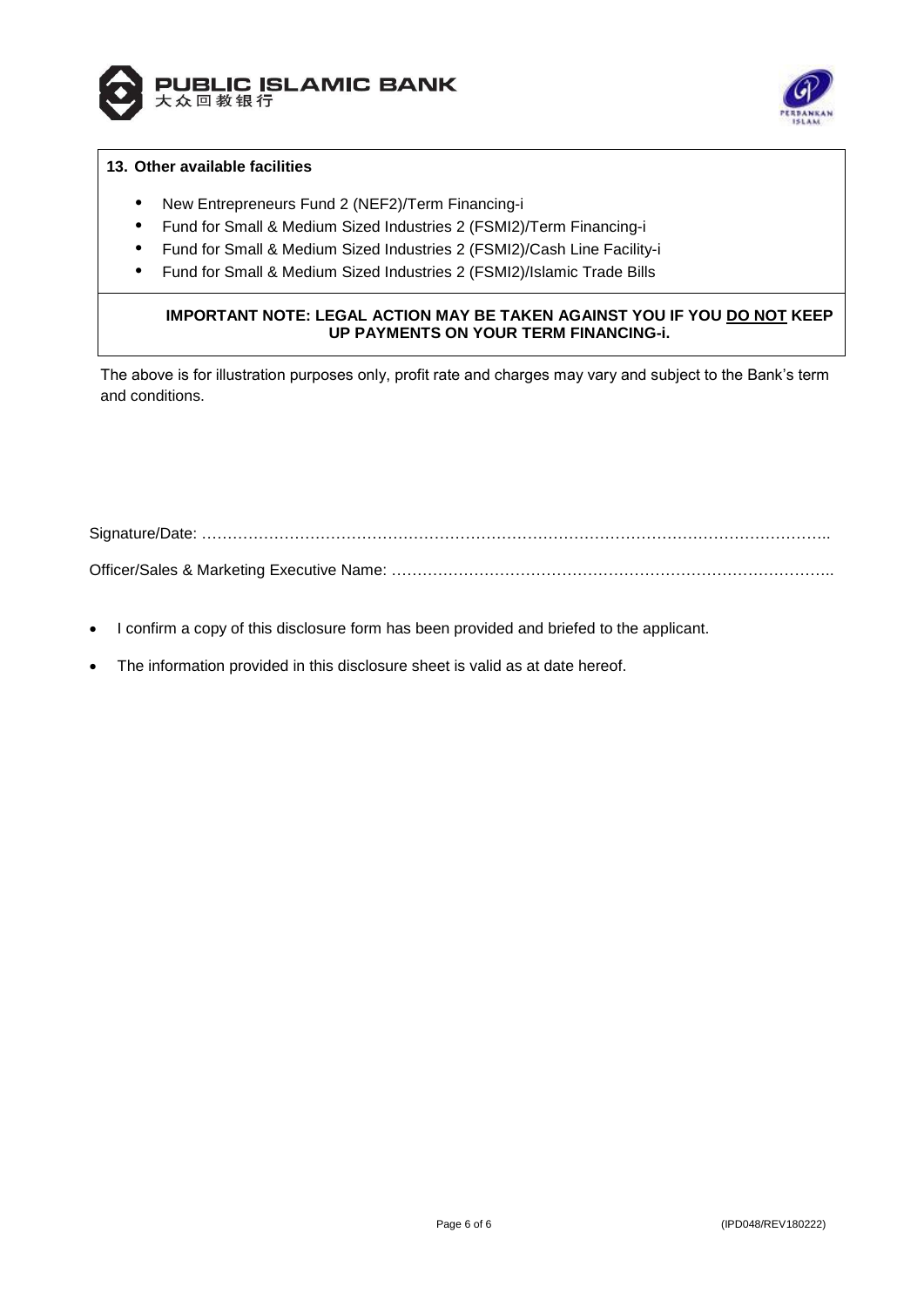**13. Other available facilities**

- New Entrepreneurs Fund 2 (NEF2)/Term Financing-i
- Fund for Small & Medium Sized Industries 2 (FSMI2)/Term Financing-i
- Fund for Small & Medium Sized Industries 2 (FSMI2)/Cash Line Facility-i
- Fund for Small & Medium Sized Industries 2 (FSMI2)/Islamic Trade Bills

**IMPORTANT NOTE: LEGAL ACTION MAY BE TAKEN AGAINST YOU IF YOU <u>DO NOT</u> KEEP UP PAYMENTS ON YOUR TERM FINANCING-i.**

The above is for illustration purposes only, profit rate and charges may vary and subject to the Bank's term and conditions.

Signature/Date: …………………………………………………………………………………………………………..

Officer/Sales & Marketing Executive Name: …………………………………………………………………………..

- I confirm a copy of this disclosure form has been provided and briefed to the applicant.
- The information provided in this disclosure sheet is valid as at date hereof.

(IPD048/REV180222)